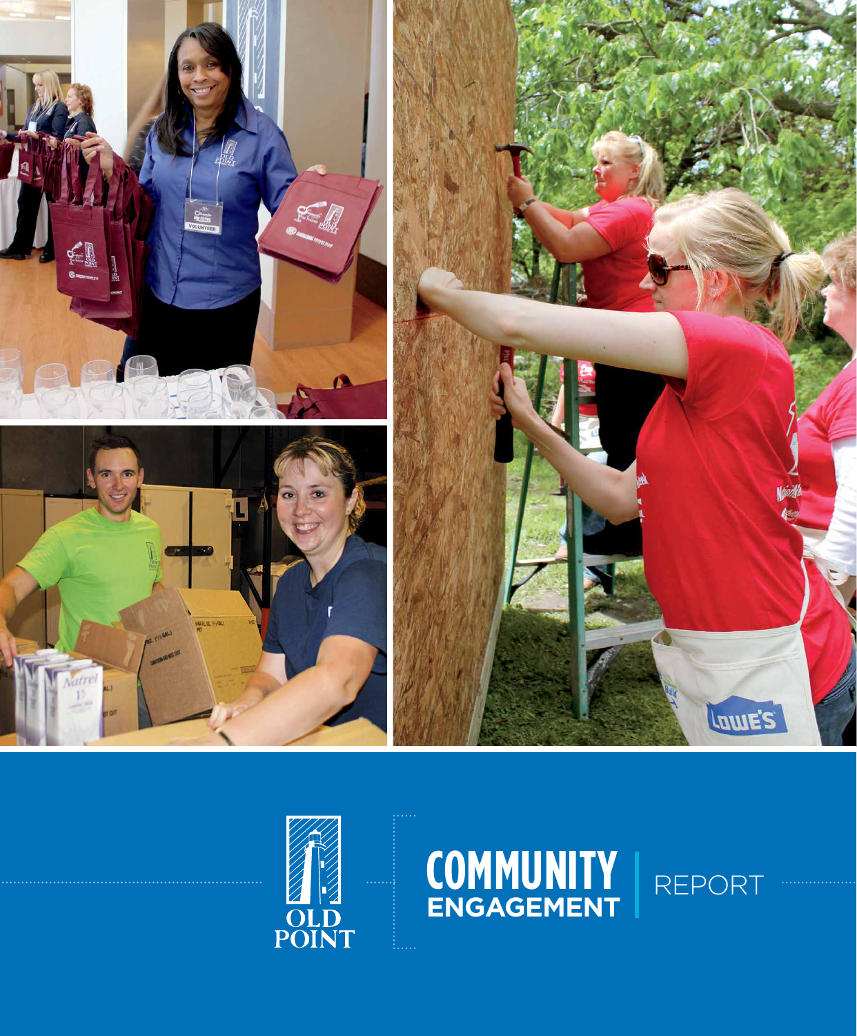OLD POINT

# COMMUNITY ENGAGEMENT REPORT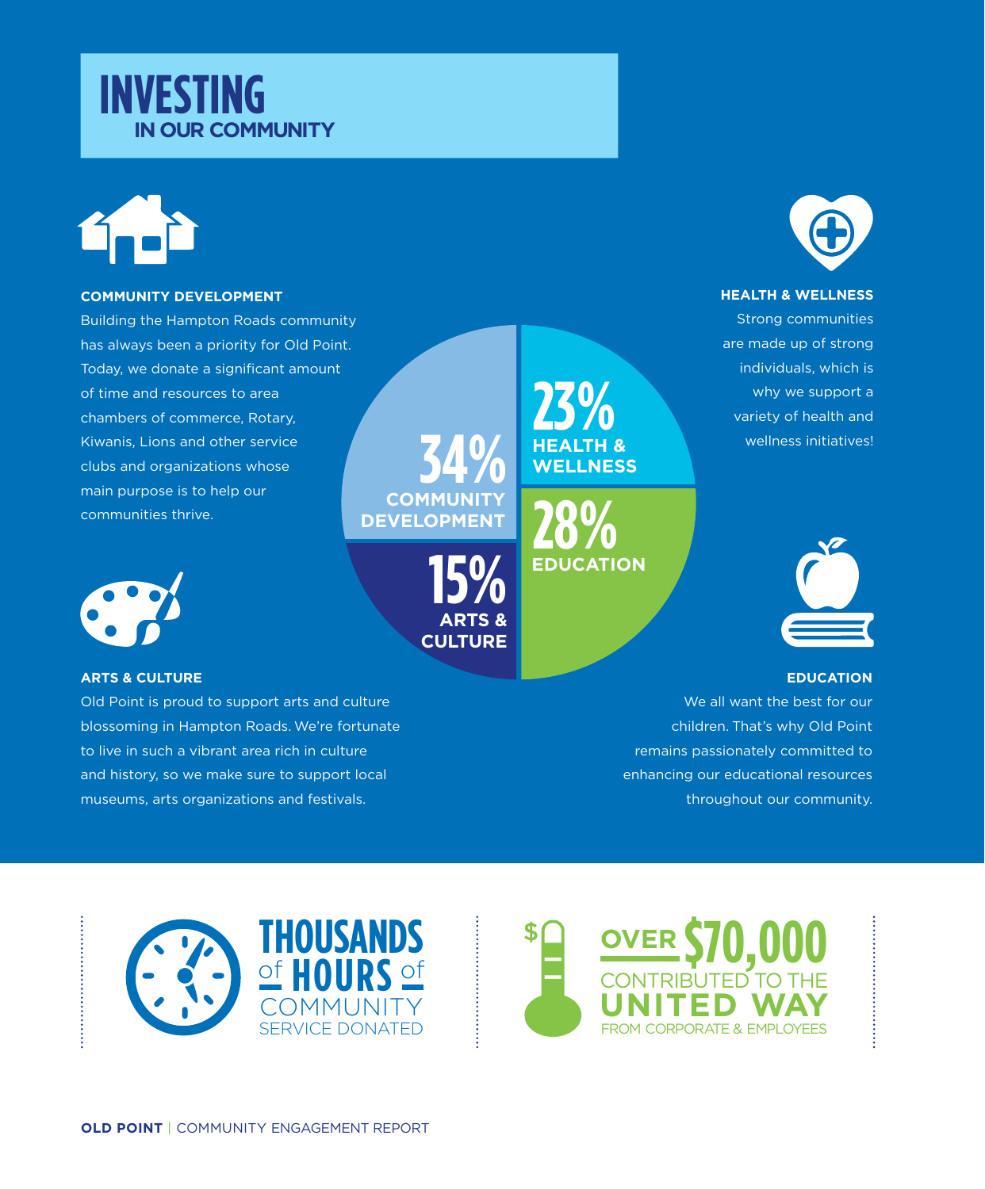# INVESTING
## IN OUR COMMUNITY

### COMMUNITY DEVELOPMENT

Building the Hampton Roads community has always been a priority for Old Point. Today, we donate a significant amount of time and resources to area chambers of commerce, Rotary, Kiwanis, Lions and other service clubs and organizations whose main purpose is to help our communities thrive.

### HEALTH & WELLNESS

Strong communities are made up of strong individuals, which is why we support a variety of health and wellness initiatives!

34% COMMUNITY DEVELOPMENT

23% HEALTH & WELLNESS

28% EDUCATION

15% ARTS & CULTURE

### ARTS & CULTURE

Old Point is proud to support arts and culture blossoming in Hampton Roads. We're fortunate to live in such a vibrant area rich in culture and history, so we make sure to support local museums, arts organizations and festivals.

### EDUCATION

We all want the best for our children. That's why Old Point remains passionately committed to enhancing our educational resources throughout our community.

**THOUSANDS** of **HOURS** of COMMUNITY SERVICE DONATED

**OVER $70,000** CONTRIBUTED TO THE **UNITED WAY** FROM CORPORATE & EMPLOYEES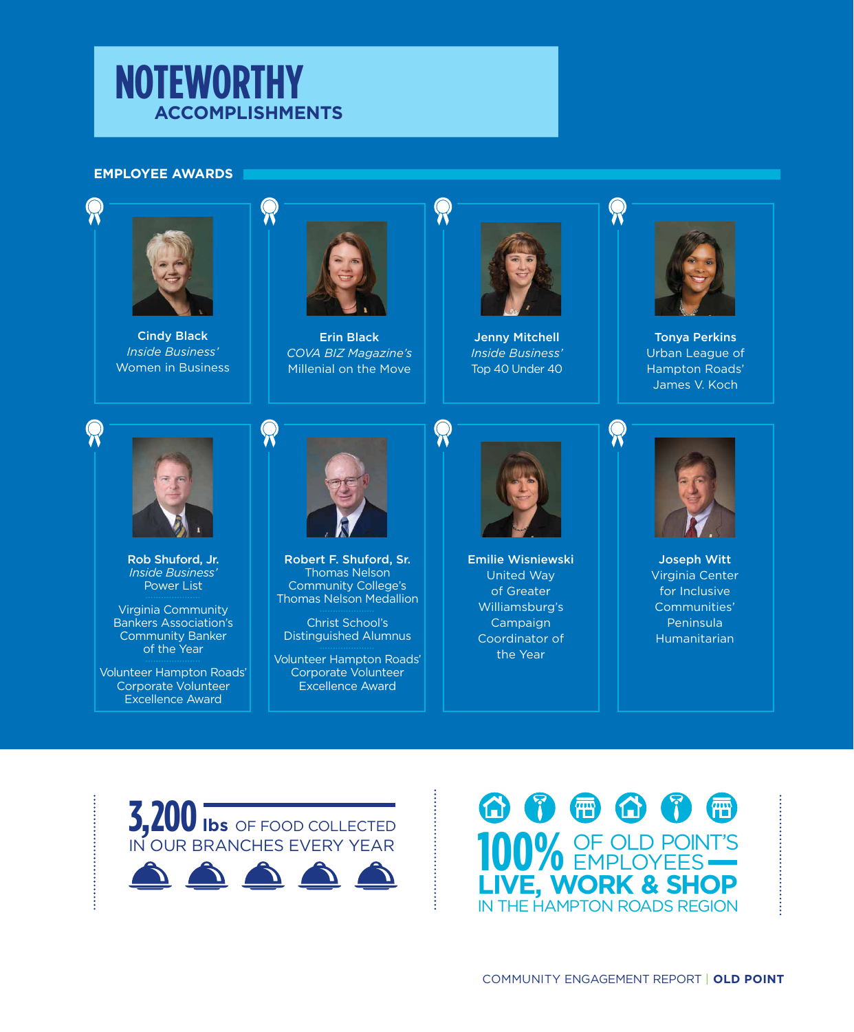# NOTEWORTHY ACCOMPLISHMENTS

## EMPLOYEE AWARDS

**Cindy Black**
*Inside Business'*
Women in Business

**Erin Black**
*COVA BIZ Magazine's*
Millenial on the Move

**Jenny Mitchell**
*Inside Business'*
Top 40 Under 40

**Tonya Perkins**
Urban League of Hampton Roads' James V. Koch

**Rob Shuford, Jr.**
*Inside Business'*
Power List

Virginia Community Bankers Association's Community Banker of the Year

Volunteer Hampton Roads' Corporate Volunteer Excellence Award

**Robert F. Shuford, Sr.**
Thomas Nelson Community College's Thomas Nelson Medallion

Christ School's Distinguished Alumnus

Volunteer Hampton Roads' Corporate Volunteer Excellence Award

**Emilie Wisniewski**
United Way of Greater Williamsburg's Campaign Coordinator of the Year

**Joseph Witt**
Virginia Center for Inclusive Communities' Peninsula Humanitarian

**3,200 lbs** OF FOOD COLLECTED IN OUR BRANCHES EVERY YEAR

**100%** OF OLD POINT'S EMPLOYEES — **LIVE, WORK & SHOP** IN THE HAMPTON ROADS REGION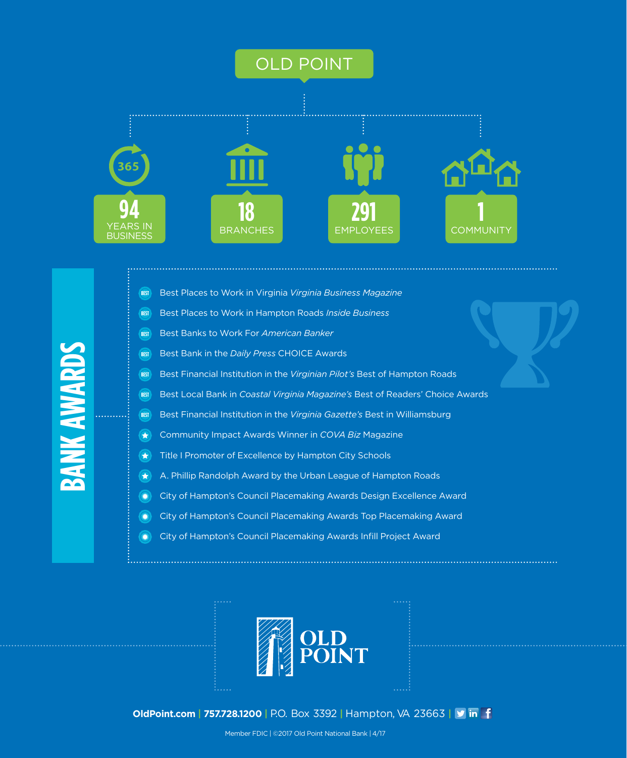# OLD POINT

**94** YEARS IN BUSINESS

**18** BRANCHES

**291** EMPLOYEES

**1** COMMUNITY

## BANK AWARDS

- Best Places to Work in Virginia *Virginia Business Magazine*
- Best Places to Work in Hampton Roads *Inside Business*
- Best Banks to Work For *American Banker*
- Best Bank in the *Daily Press* CHOICE Awards
- Best Financial Institution in the *Virginian Pilot's* Best of Hampton Roads
- Best Local Bank in *Coastal Virginia Magazine's* Best of Readers' Choice Awards
- Best Financial Institution in the *Virginia Gazette's* Best in Williamsburg
- Community Impact Awards Winner in *COVA Biz* Magazine
- Title I Promoter of Excellence by Hampton City Schools
- A. Phillip Randolph Award by the Urban League of Hampton Roads
- City of Hampton's Council Placemaking Awards Design Excellence Award
- City of Hampton's Council Placemaking Awards Top Placemaking Award
- City of Hampton's Council Placemaking Awards Infill Project Award

OLD POINT

**OldPoint.com** | **757.728.1200** | P.O. Box 3392 | Hampton, VA 23663 |

Member FDIC | ©2017 Old Point National Bank | 4/17